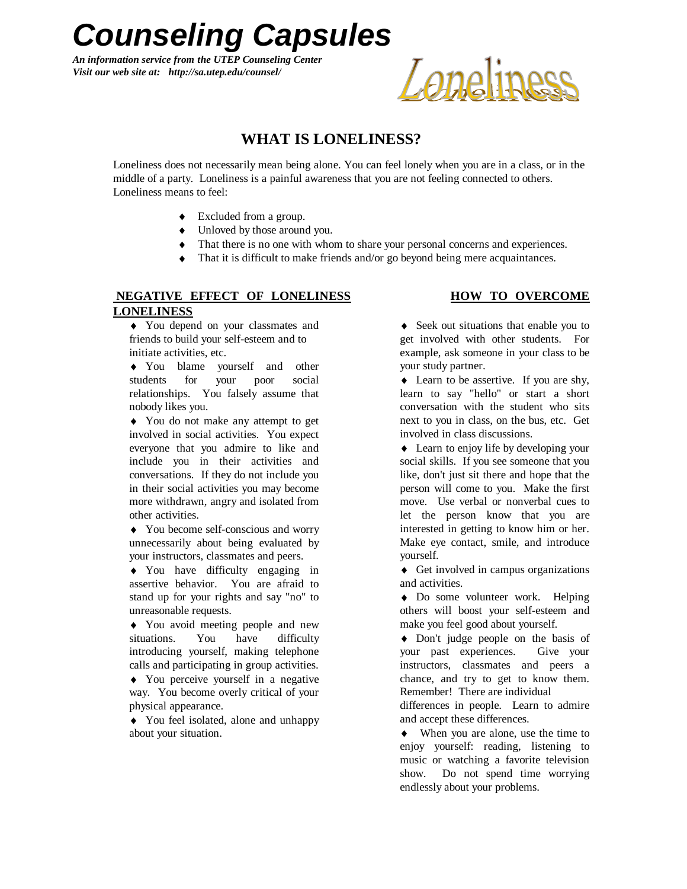# Counseling Capsules

***An information service from the UTEP Counseling Center***
***Visit our web site at: http://sa.utep.edu/counsel/***

# Loneliness

## WHAT IS LONELINESS?

Loneliness does not necessarily mean being alone. You can feel lonely when you are in a class, or in the middle of a party. Loneliness is a painful awareness that you are not feeling connected to others. Loneliness means to feel:

- Excluded from a group.
- Unloved by those around you.
- That there is no one with whom to share your personal concerns and experiences.
- That it is difficult to make friends and/or go beyond being mere acquaintances.

## NEGATIVE EFFECT OF LONELINESS

- You depend on your classmates and friends to build your self-esteem and to initiate activities, etc.
- You blame yourself and other students for your poor social relationships. You falsely assume that nobody likes you.
- You do not make any attempt to get involved in social activities. You expect everyone that you admire to like and include you in their activities and conversations. If they do not include you in their social activities you may become more withdrawn, angry and isolated from other activities.
- You become self-conscious and worry unnecessarily about being evaluated by your instructors, classmates and peers.
- You have difficulty engaging in assertive behavior. You are afraid to stand up for your rights and say "no" to unreasonable requests.
- You avoid meeting people and new situations. You have difficulty introducing yourself, making telephone calls and participating in group activities.
- You perceive yourself in a negative way. You become overly critical of your physical appearance.
- You feel isolated, alone and unhappy about your situation.

## HOW TO OVERCOME LONELINESS

- Seek out situations that enable you to get involved with other students. For example, ask someone in your class to be your study partner.
- Learn to be assertive. If you are shy, learn to say "hello" or start a short conversation with the student who sits next to you in class, on the bus, etc. Get involved in class discussions.
- Learn to enjoy life by developing your social skills. If you see someone that you like, don't just sit there and hope that the person will come to you. Make the first move. Use verbal or nonverbal cues to let the person know that you are interested in getting to know him or her. Make eye contact, smile, and introduce yourself.
- Get involved in campus organizations and activities.
- Do some volunteer work. Helping others will boost your self-esteem and make you feel good about yourself.
- Don't judge people on the basis of your past experiences. Give your instructors, classmates and peers a chance, and try to get to know them. Remember! There are individual differences in people. Learn to admire and accept these differences.
- When you are alone, use the time to enjoy yourself: reading, listening to music or watching a favorite television show. Do not spend time worrying endlessly about your problems.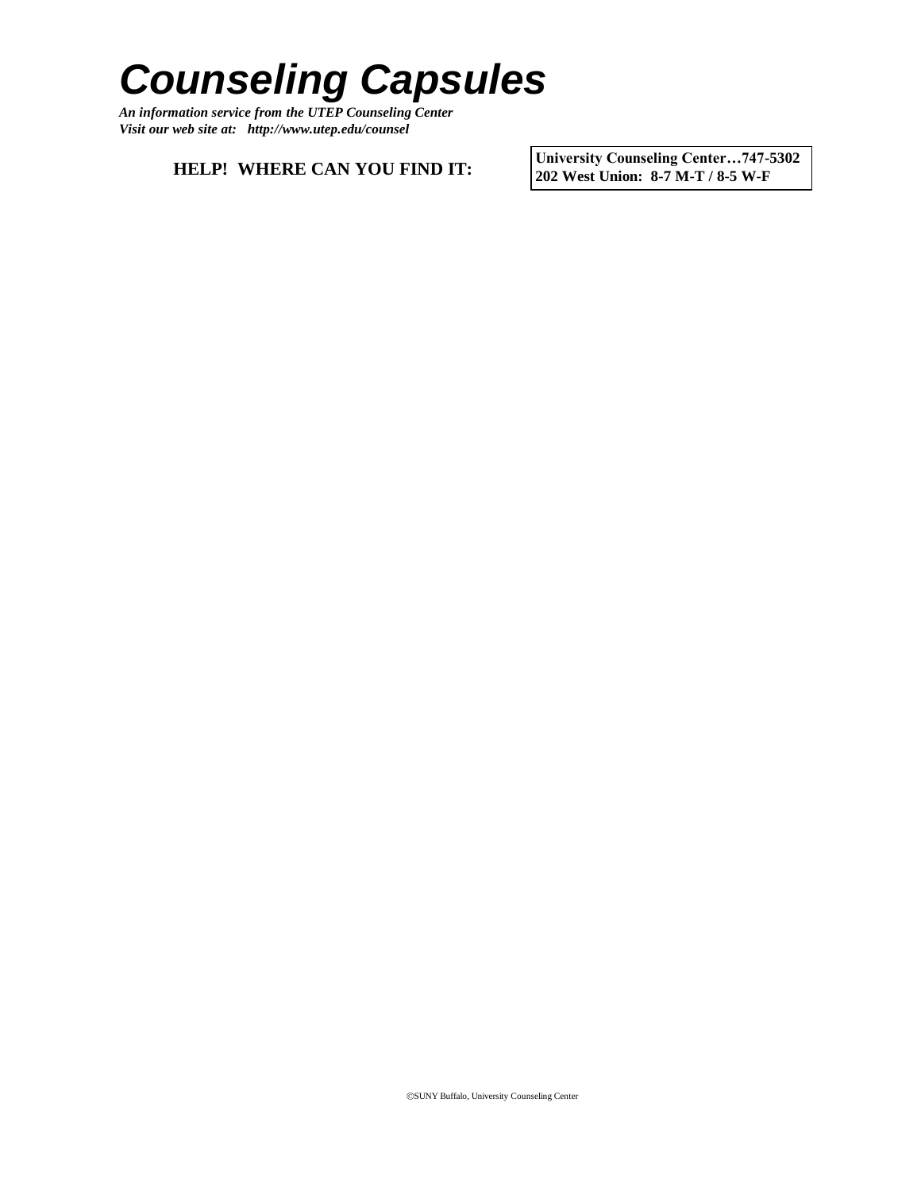# Counseling Capsules

***An information service from the UTEP Counseling Center***
***Visit our web site at: http://www.utep.edu/counsel***

**HELP! WHERE CAN YOU FIND IT:**

**University Counseling Center…747-5302**
**202 West Union: 8-7 M-T / 8-5 W-F**

©SUNY Buffalo, University Counseling Center